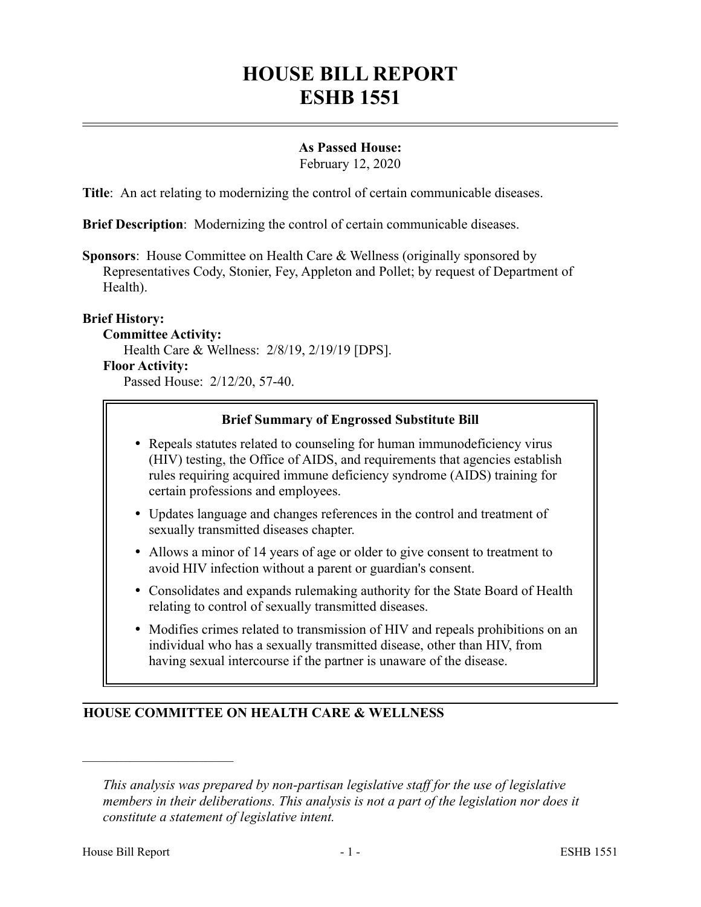# HOUSE BILL REPORT
# ESHB 1551

**As Passed House:**
February 12, 2020

**Title**: An act relating to modernizing the control of certain communicable diseases.

**Brief Description**: Modernizing the control of certain communicable diseases.

**Sponsors**: House Committee on Health Care & Wellness (originally sponsored by Representatives Cody, Stonier, Fey, Appleton and Pollet; by request of Department of Health).

**Brief History:**

**Committee Activity:**

Health Care & Wellness: 2/8/19, 2/19/19 [DPS].

**Floor Activity:**

Passed House: 2/12/20, 57-40.

**Brief Summary of Engrossed Substitute Bill**

- Repeals statutes related to counseling for human immunodeficiency virus (HIV) testing, the Office of AIDS, and requirements that agencies establish rules requiring acquired immune deficiency syndrome (AIDS) training for certain professions and employees.
- Updates language and changes references in the control and treatment of sexually transmitted diseases chapter.
- Allows a minor of 14 years of age or older to give consent to treatment to avoid HIV infection without a parent or guardian's consent.
- Consolidates and expands rulemaking authority for the State Board of Health relating to control of sexually transmitted diseases.
- Modifies crimes related to transmission of HIV and repeals prohibitions on an individual who has a sexually transmitted disease, other than HIV, from having sexual intercourse if the partner is unaware of the disease.

## HOUSE COMMITTEE ON HEALTH CARE & WELLNESS

*This analysis was prepared by non-partisan legislative staff for the use of legislative members in their deliberations. This analysis is not a part of the legislation nor does it constitute a statement of legislative intent.*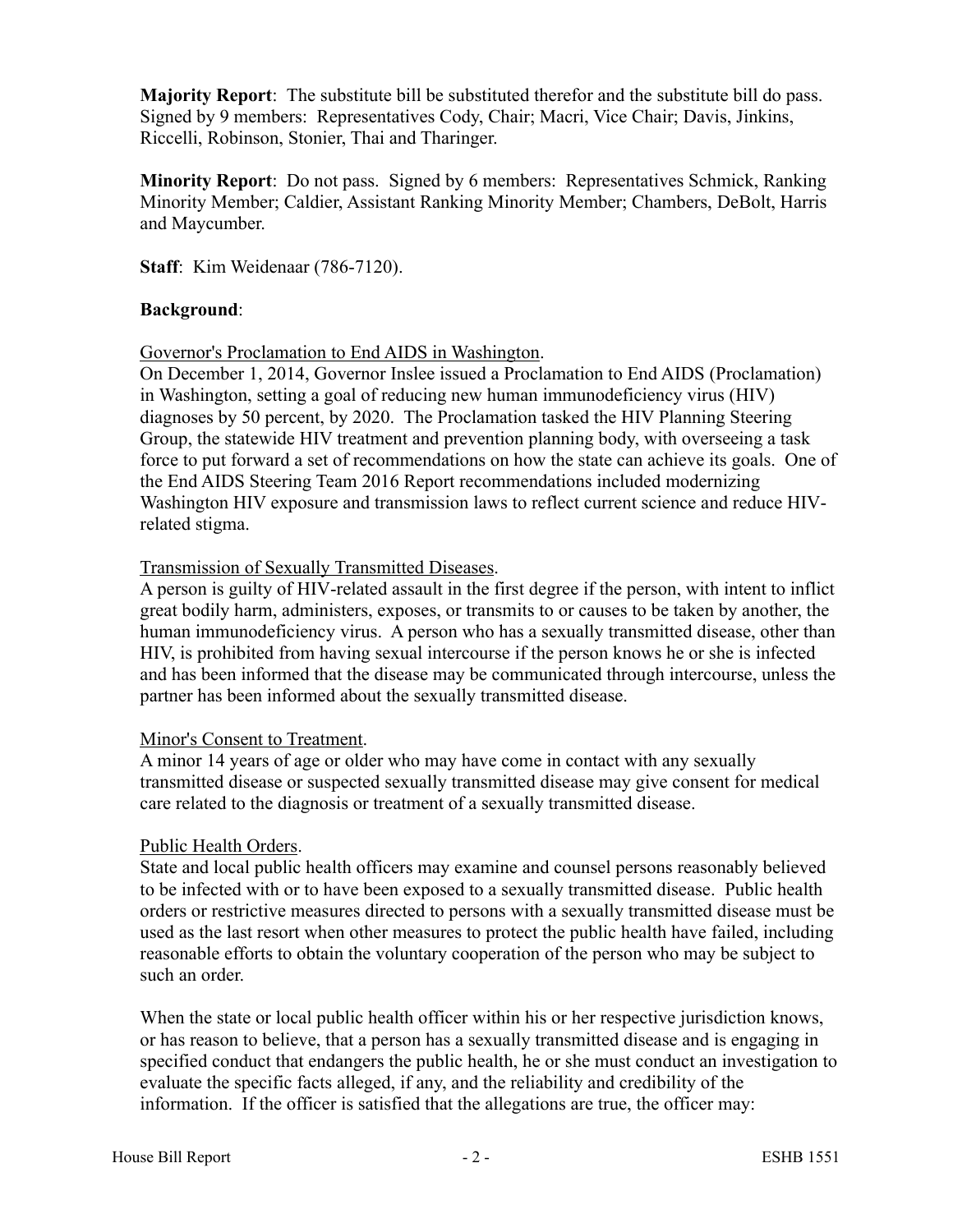**Majority Report**: The substitute bill be substituted therefor and the substitute bill do pass. Signed by 9 members: Representatives Cody, Chair; Macri, Vice Chair; Davis, Jinkins, Riccelli, Robinson, Stonier, Thai and Tharinger.

**Minority Report**: Do not pass. Signed by 6 members: Representatives Schmick, Ranking Minority Member; Caldier, Assistant Ranking Minority Member; Chambers, DeBolt, Harris and Maycumber.

**Staff**: Kim Weidenaar (786-7120).

**Background**:

Governor's Proclamation to End AIDS in Washington.

On December 1, 2014, Governor Inslee issued a Proclamation to End AIDS (Proclamation) in Washington, setting a goal of reducing new human immunodeficiency virus (HIV) diagnoses by 50 percent, by 2020. The Proclamation tasked the HIV Planning Steering Group, the statewide HIV treatment and prevention planning body, with overseeing a task force to put forward a set of recommendations on how the state can achieve its goals. One of the End AIDS Steering Team 2016 Report recommendations included modernizing Washington HIV exposure and transmission laws to reflect current science and reduce HIV-related stigma.

Transmission of Sexually Transmitted Diseases.

A person is guilty of HIV-related assault in the first degree if the person, with intent to inflict great bodily harm, administers, exposes, or transmits to or causes to be taken by another, the human immunodeficiency virus. A person who has a sexually transmitted disease, other than HIV, is prohibited from having sexual intercourse if the person knows he or she is infected and has been informed that the disease may be communicated through intercourse, unless the partner has been informed about the sexually transmitted disease.

Minor's Consent to Treatment.

A minor 14 years of age or older who may have come in contact with any sexually transmitted disease or suspected sexually transmitted disease may give consent for medical care related to the diagnosis or treatment of a sexually transmitted disease.

Public Health Orders.

State and local public health officers may examine and counsel persons reasonably believed to be infected with or to have been exposed to a sexually transmitted disease. Public health orders or restrictive measures directed to persons with a sexually transmitted disease must be used as the last resort when other measures to protect the public health have failed, including reasonable efforts to obtain the voluntary cooperation of the person who may be subject to such an order.

When the state or local public health officer within his or her respective jurisdiction knows, or has reason to believe, that a person has a sexually transmitted disease and is engaging in specified conduct that endangers the public health, he or she must conduct an investigation to evaluate the specific facts alleged, if any, and the reliability and credibility of the information. If the officer is satisfied that the allegations are true, the officer may: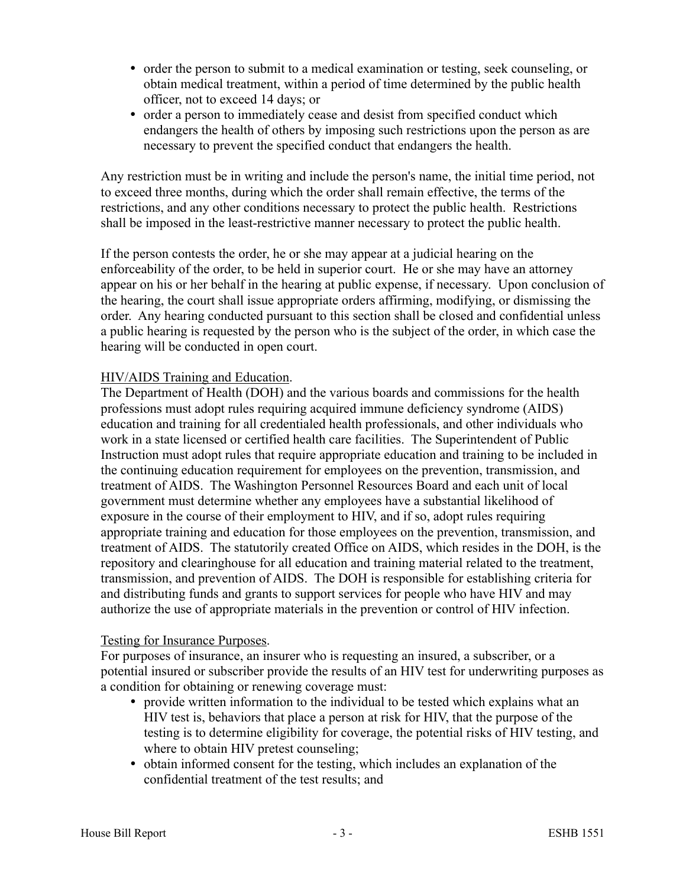- order the person to submit to a medical examination or testing, seek counseling, or obtain medical treatment, within a period of time determined by the public health officer, not to exceed 14 days; or
- order a person to immediately cease and desist from specified conduct which endangers the health of others by imposing such restrictions upon the person as are necessary to prevent the specified conduct that endangers the health.

Any restriction must be in writing and include the person's name, the initial time period, not to exceed three months, during which the order shall remain effective, the terms of the restrictions, and any other conditions necessary to protect the public health. Restrictions shall be imposed in the least-restrictive manner necessary to protect the public health.

If the person contests the order, he or she may appear at a judicial hearing on the enforceability of the order, to be held in superior court. He or she may have an attorney appear on his or her behalf in the hearing at public expense, if necessary. Upon conclusion of the hearing, the court shall issue appropriate orders affirming, modifying, or dismissing the order. Any hearing conducted pursuant to this section shall be closed and confidential unless a public hearing is requested by the person who is the subject of the order, in which case the hearing will be conducted in open court.

HIV/AIDS Training and Education.
The Department of Health (DOH) and the various boards and commissions for the health professions must adopt rules requiring acquired immune deficiency syndrome (AIDS) education and training for all credentialed health professionals, and other individuals who work in a state licensed or certified health care facilities. The Superintendent of Public Instruction must adopt rules that require appropriate education and training to be included in the continuing education requirement for employees on the prevention, transmission, and treatment of AIDS. The Washington Personnel Resources Board and each unit of local government must determine whether any employees have a substantial likelihood of exposure in the course of their employment to HIV, and if so, adopt rules requiring appropriate training and education for those employees on the prevention, transmission, and treatment of AIDS. The statutorily created Office on AIDS, which resides in the DOH, is the repository and clearinghouse for all education and training material related to the treatment, transmission, and prevention of AIDS. The DOH is responsible for establishing criteria for and distributing funds and grants to support services for people who have HIV and may authorize the use of appropriate materials in the prevention or control of HIV infection.

Testing for Insurance Purposes.
For purposes of insurance, an insurer who is requesting an insured, a subscriber, or a potential insured or subscriber provide the results of an HIV test for underwriting purposes as a condition for obtaining or renewing coverage must:

- provide written information to the individual to be tested which explains what an HIV test is, behaviors that place a person at risk for HIV, that the purpose of the testing is to determine eligibility for coverage, the potential risks of HIV testing, and where to obtain HIV pretest counseling;
- obtain informed consent for the testing, which includes an explanation of the confidential treatment of the test results; and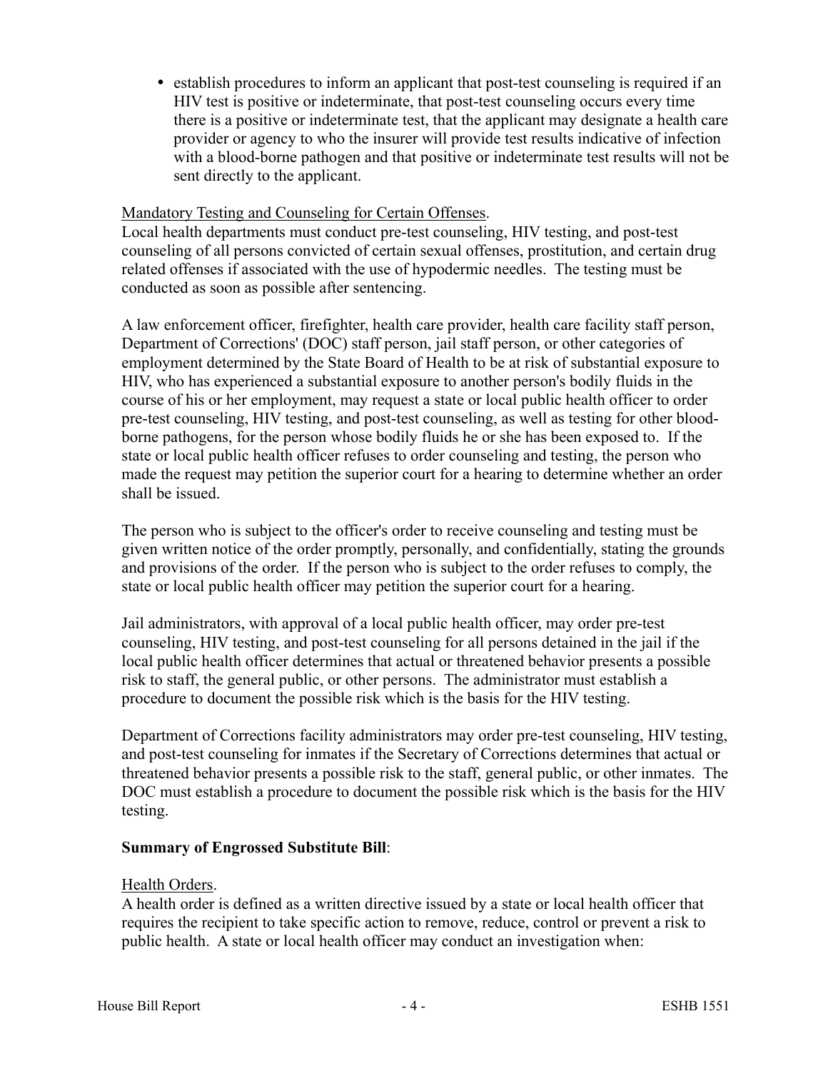- establish procedures to inform an applicant that post-test counseling is required if an HIV test is positive or indeterminate, that post-test counseling occurs every time there is a positive or indeterminate test, that the applicant may designate a health care provider or agency to who the insurer will provide test results indicative of infection with a blood-borne pathogen and that positive or indeterminate test results will not be sent directly to the applicant.

Mandatory Testing and Counseling for Certain Offenses.

Local health departments must conduct pre-test counseling, HIV testing, and post-test counseling of all persons convicted of certain sexual offenses, prostitution, and certain drug related offenses if associated with the use of hypodermic needles. The testing must be conducted as soon as possible after sentencing.

A law enforcement officer, firefighter, health care provider, health care facility staff person, Department of Corrections' (DOC) staff person, jail staff person, or other categories of employment determined by the State Board of Health to be at risk of substantial exposure to HIV, who has experienced a substantial exposure to another person's bodily fluids in the course of his or her employment, may request a state or local public health officer to order pre-test counseling, HIV testing, and post-test counseling, as well as testing for other blood-borne pathogens, for the person whose bodily fluids he or she has been exposed to. If the state or local public health officer refuses to order counseling and testing, the person who made the request may petition the superior court for a hearing to determine whether an order shall be issued.

The person who is subject to the officer's order to receive counseling and testing must be given written notice of the order promptly, personally, and confidentially, stating the grounds and provisions of the order. If the person who is subject to the order refuses to comply, the state or local public health officer may petition the superior court for a hearing.

Jail administrators, with approval of a local public health officer, may order pre-test counseling, HIV testing, and post-test counseling for all persons detained in the jail if the local public health officer determines that actual or threatened behavior presents a possible risk to staff, the general public, or other persons. The administrator must establish a procedure to document the possible risk which is the basis for the HIV testing.

Department of Corrections facility administrators may order pre-test counseling, HIV testing, and post-test counseling for inmates if the Secretary of Corrections determines that actual or threatened behavior presents a possible risk to the staff, general public, or other inmates. The DOC must establish a procedure to document the possible risk which is the basis for the HIV testing.

**Summary of Engrossed Substitute Bill**:

Health Orders.

A health order is defined as a written directive issued by a state or local health officer that requires the recipient to take specific action to remove, reduce, control or prevent a risk to public health. A state or local health officer may conduct an investigation when: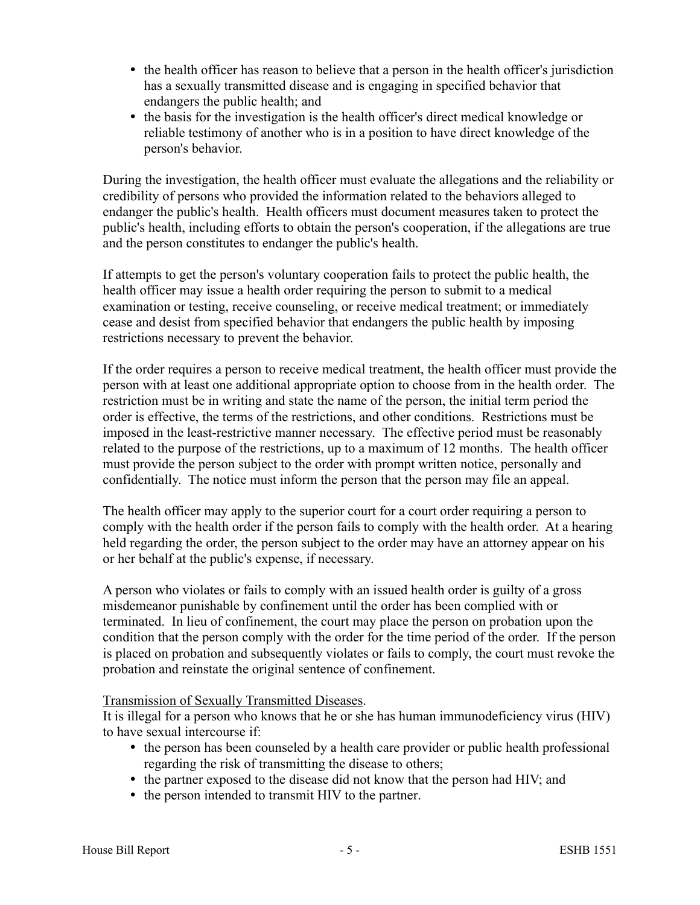- the health officer has reason to believe that a person in the health officer's jurisdiction has a sexually transmitted disease and is engaging in specified behavior that endangers the public health; and
- the basis for the investigation is the health officer's direct medical knowledge or reliable testimony of another who is in a position to have direct knowledge of the person's behavior.

During the investigation, the health officer must evaluate the allegations and the reliability or credibility of persons who provided the information related to the behaviors alleged to endanger the public's health. Health officers must document measures taken to protect the public's health, including efforts to obtain the person's cooperation, if the allegations are true and the person constitutes to endanger the public's health.

If attempts to get the person's voluntary cooperation fails to protect the public health, the health officer may issue a health order requiring the person to submit to a medical examination or testing, receive counseling, or receive medical treatment; or immediately cease and desist from specified behavior that endangers the public health by imposing restrictions necessary to prevent the behavior.

If the order requires a person to receive medical treatment, the health officer must provide the person with at least one additional appropriate option to choose from in the health order. The restriction must be in writing and state the name of the person, the initial term period the order is effective, the terms of the restrictions, and other conditions. Restrictions must be imposed in the least-restrictive manner necessary. The effective period must be reasonably related to the purpose of the restrictions, up to a maximum of 12 months. The health officer must provide the person subject to the order with prompt written notice, personally and confidentially. The notice must inform the person that the person may file an appeal.

The health officer may apply to the superior court for a court order requiring a person to comply with the health order if the person fails to comply with the health order. At a hearing held regarding the order, the person subject to the order may have an attorney appear on his or her behalf at the public's expense, if necessary.

A person who violates or fails to comply with an issued health order is guilty of a gross misdemeanor punishable by confinement until the order has been complied with or terminated. In lieu of confinement, the court may place the person on probation upon the condition that the person comply with the order for the time period of the order. If the person is placed on probation and subsequently violates or fails to comply, the court must revoke the probation and reinstate the original sentence of confinement.

Transmission of Sexually Transmitted Diseases.
It is illegal for a person who knows that he or she has human immunodeficiency virus (HIV) to have sexual intercourse if:

- the person has been counseled by a health care provider or public health professional regarding the risk of transmitting the disease to others;
- the partner exposed to the disease did not know that the person had HIV; and
- the person intended to transmit HIV to the partner.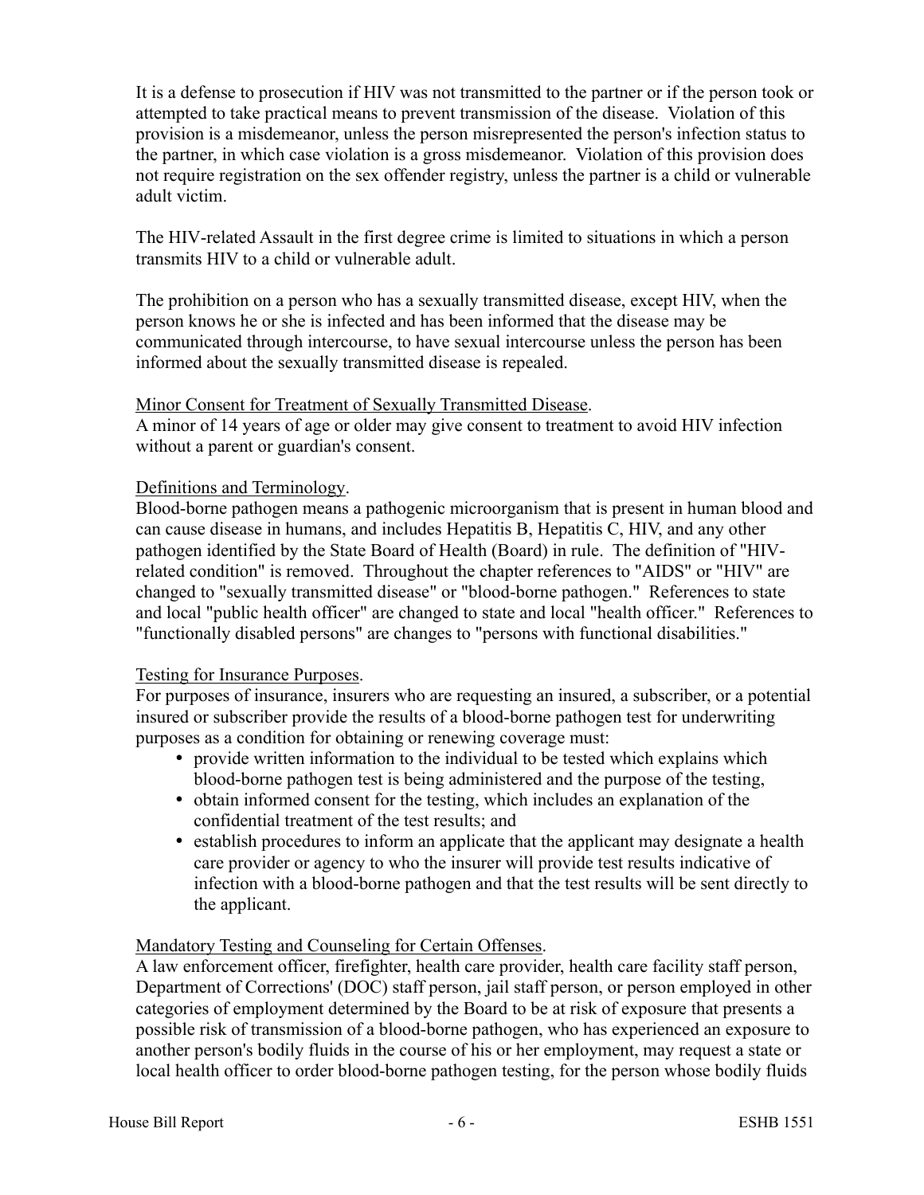It is a defense to prosecution if HIV was not transmitted to the partner or if the person took or attempted to take practical means to prevent transmission of the disease. Violation of this provision is a misdemeanor, unless the person misrepresented the person's infection status to the partner, in which case violation is a gross misdemeanor. Violation of this provision does not require registration on the sex offender registry, unless the partner is a child or vulnerable adult victim.

The HIV-related Assault in the first degree crime is limited to situations in which a person transmits HIV to a child or vulnerable adult.

The prohibition on a person who has a sexually transmitted disease, except HIV, when the person knows he or she is infected and has been informed that the disease may be communicated through intercourse, to have sexual intercourse unless the person has been informed about the sexually transmitted disease is repealed.

<u>Minor Consent for Treatment of Sexually Transmitted Disease</u>.
A minor of 14 years of age or older may give consent to treatment to avoid HIV infection without a parent or guardian's consent.

<u>Definitions and Terminology</u>.
Blood-borne pathogen means a pathogenic microorganism that is present in human blood and can cause disease in humans, and includes Hepatitis B, Hepatitis C, HIV, and any other pathogen identified by the State Board of Health (Board) in rule. The definition of "HIV-related condition" is removed. Throughout the chapter references to "AIDS" or "HIV" are changed to "sexually transmitted disease" or "blood-borne pathogen." References to state and local "public health officer" are changed to state and local "health officer." References to "functionally disabled persons" are changes to "persons with functional disabilities."

<u>Testing for Insurance Purposes</u>.
For purposes of insurance, insurers who are requesting an insured, a subscriber, or a potential insured or subscriber provide the results of a blood-borne pathogen test for underwriting purposes as a condition for obtaining or renewing coverage must:

- provide written information to the individual to be tested which explains which blood-borne pathogen test is being administered and the purpose of the testing,
- obtain informed consent for the testing, which includes an explanation of the confidential treatment of the test results; and
- establish procedures to inform an applicate that the applicant may designate a health care provider or agency to who the insurer will provide test results indicative of infection with a blood-borne pathogen and that the test results will be sent directly to the applicant.

<u>Mandatory Testing and Counseling for Certain Offenses</u>.
A law enforcement officer, firefighter, health care provider, health care facility staff person, Department of Corrections' (DOC) staff person, jail staff person, or person employed in other categories of employment determined by the Board to be at risk of exposure that presents a possible risk of transmission of a blood-borne pathogen, who has experienced an exposure to another person's bodily fluids in the course of his or her employment, may request a state or local health officer to order blood-borne pathogen testing, for the person whose bodily fluids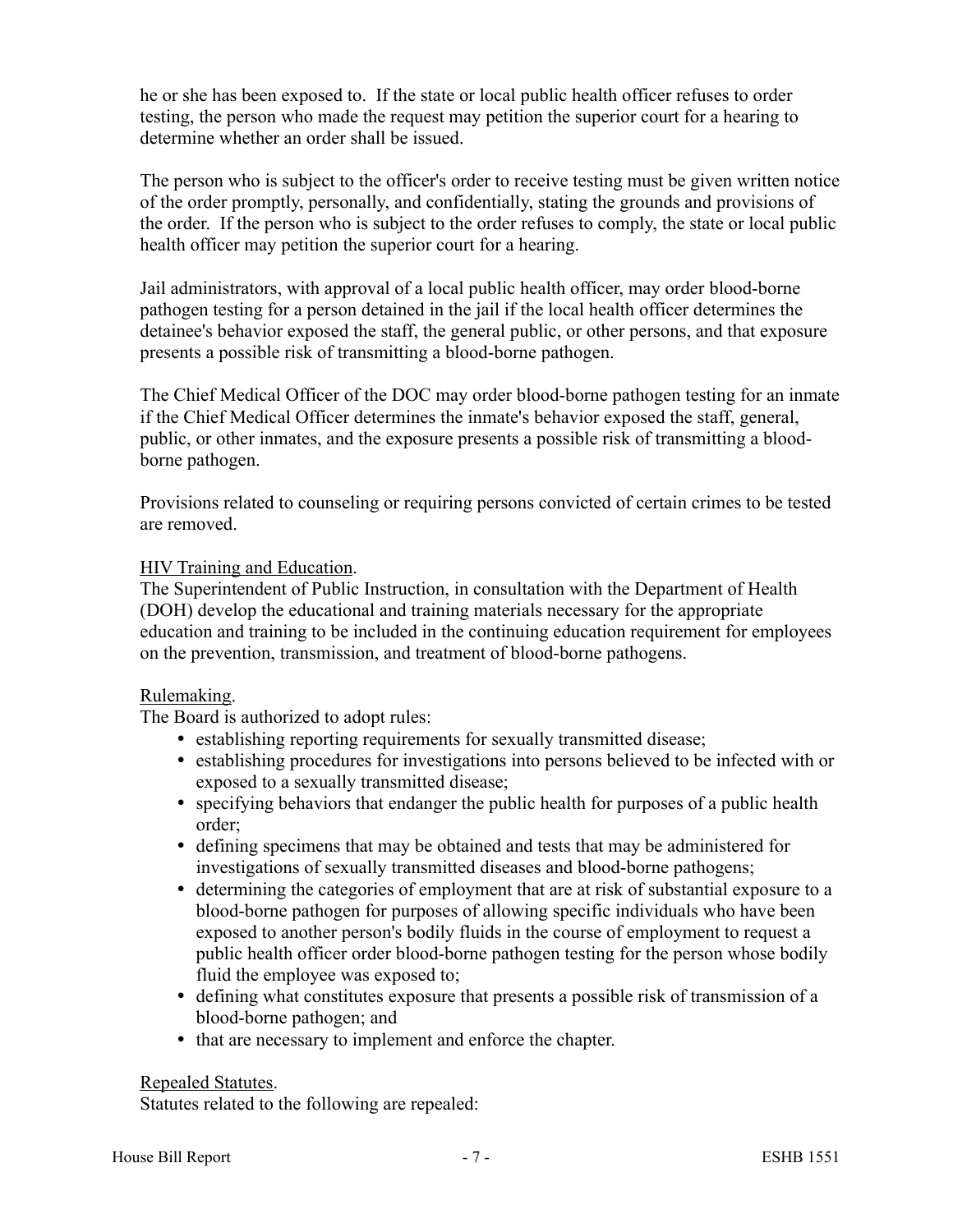he or she has been exposed to. If the state or local public health officer refuses to order testing, the person who made the request may petition the superior court for a hearing to determine whether an order shall be issued.

The person who is subject to the officer's order to receive testing must be given written notice of the order promptly, personally, and confidentially, stating the grounds and provisions of the order. If the person who is subject to the order refuses to comply, the state or local public health officer may petition the superior court for a hearing.

Jail administrators, with approval of a local public health officer, may order blood-borne pathogen testing for a person detained in the jail if the local health officer determines the detainee's behavior exposed the staff, the general public, or other persons, and that exposure presents a possible risk of transmitting a blood-borne pathogen.

The Chief Medical Officer of the DOC may order blood-borne pathogen testing for an inmate if the Chief Medical Officer determines the inmate's behavior exposed the staff, general, public, or other inmates, and the exposure presents a possible risk of transmitting a blood-borne pathogen.

Provisions related to counseling or requiring persons convicted of certain crimes to be tested are removed.

<u>HIV Training and Education</u>.
The Superintendent of Public Instruction, in consultation with the Department of Health (DOH) develop the educational and training materials necessary for the appropriate education and training to be included in the continuing education requirement for employees on the prevention, transmission, and treatment of blood-borne pathogens.

<u>Rulemaking</u>.
The Board is authorized to adopt rules:

- establishing reporting requirements for sexually transmitted disease;
- establishing procedures for investigations into persons believed to be infected with or exposed to a sexually transmitted disease;
- specifying behaviors that endanger the public health for purposes of a public health order;
- defining specimens that may be obtained and tests that may be administered for investigations of sexually transmitted diseases and blood-borne pathogens;
- determining the categories of employment that are at risk of substantial exposure to a blood-borne pathogen for purposes of allowing specific individuals who have been exposed to another person's bodily fluids in the course of employment to request a public health officer order blood-borne pathogen testing for the person whose bodily fluid the employee was exposed to;
- defining what constitutes exposure that presents a possible risk of transmission of a blood-borne pathogen; and
- that are necessary to implement and enforce the chapter.

<u>Repealed Statutes</u>.
Statutes related to the following are repealed: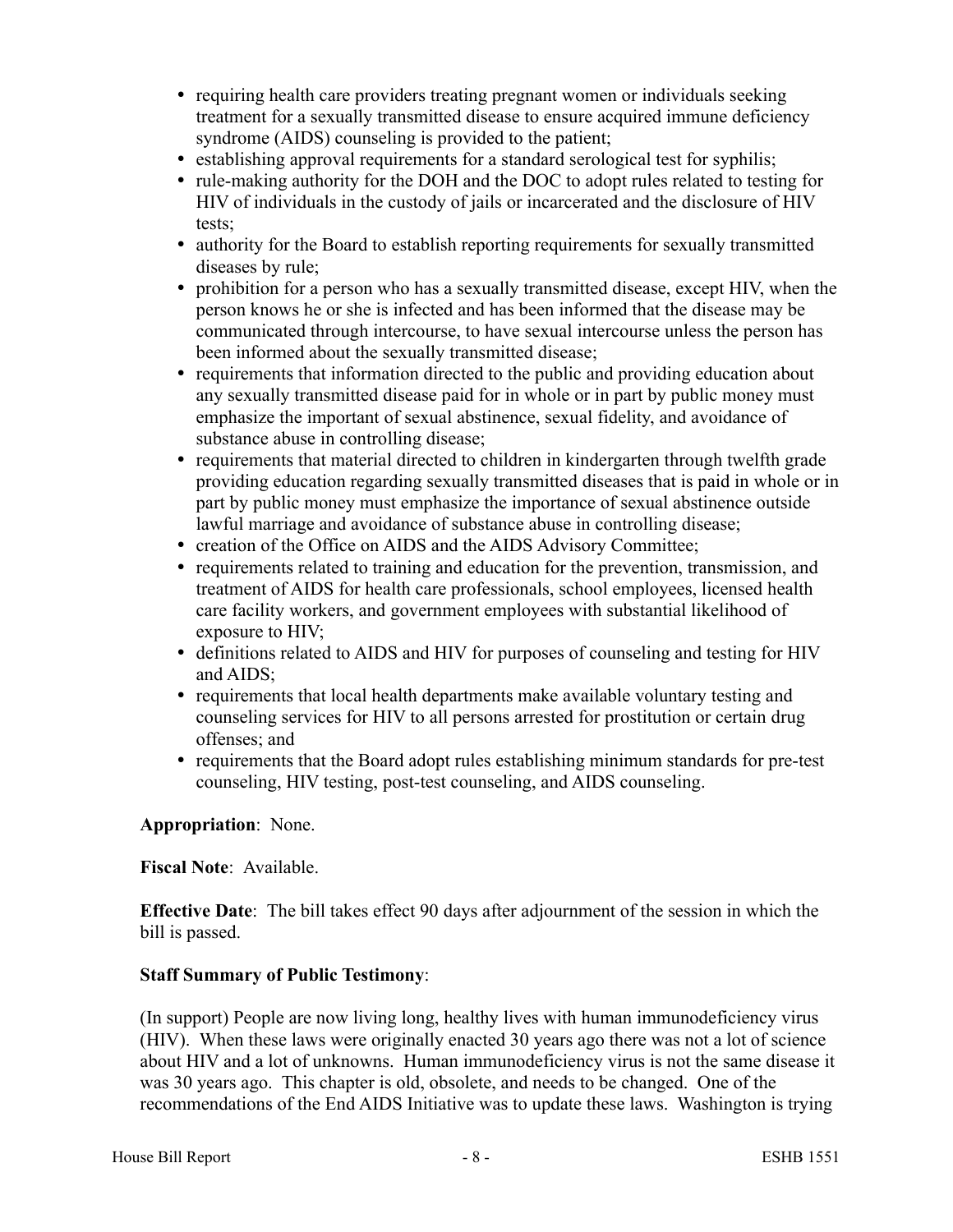- requiring health care providers treating pregnant women or individuals seeking treatment for a sexually transmitted disease to ensure acquired immune deficiency syndrome (AIDS) counseling is provided to the patient;
- establishing approval requirements for a standard serological test for syphilis;
- rule-making authority for the DOH and the DOC to adopt rules related to testing for HIV of individuals in the custody of jails or incarcerated and the disclosure of HIV tests;
- authority for the Board to establish reporting requirements for sexually transmitted diseases by rule;
- prohibition for a person who has a sexually transmitted disease, except HIV, when the person knows he or she is infected and has been informed that the disease may be communicated through intercourse, to have sexual intercourse unless the person has been informed about the sexually transmitted disease;
- requirements that information directed to the public and providing education about any sexually transmitted disease paid for in whole or in part by public money must emphasize the important of sexual abstinence, sexual fidelity, and avoidance of substance abuse in controlling disease;
- requirements that material directed to children in kindergarten through twelfth grade providing education regarding sexually transmitted diseases that is paid in whole or in part by public money must emphasize the importance of sexual abstinence outside lawful marriage and avoidance of substance abuse in controlling disease;
- creation of the Office on AIDS and the AIDS Advisory Committee;
- requirements related to training and education for the prevention, transmission, and treatment of AIDS for health care professionals, school employees, licensed health care facility workers, and government employees with substantial likelihood of exposure to HIV;
- definitions related to AIDS and HIV for purposes of counseling and testing for HIV and AIDS;
- requirements that local health departments make available voluntary testing and counseling services for HIV to all persons arrested for prostitution or certain drug offenses; and
- requirements that the Board adopt rules establishing minimum standards for pre-test counseling, HIV testing, post-test counseling, and AIDS counseling.

**Appropriation**: None.

**Fiscal Note**: Available.

**Effective Date**: The bill takes effect 90 days after adjournment of the session in which the bill is passed.

**Staff Summary of Public Testimony**:

(In support) People are now living long, healthy lives with human immunodeficiency virus (HIV). When these laws were originally enacted 30 years ago there was not a lot of science about HIV and a lot of unknowns. Human immunodeficiency virus is not the same disease it was 30 years ago. This chapter is old, obsolete, and needs to be changed. One of the recommendations of the End AIDS Initiative was to update these laws. Washington is trying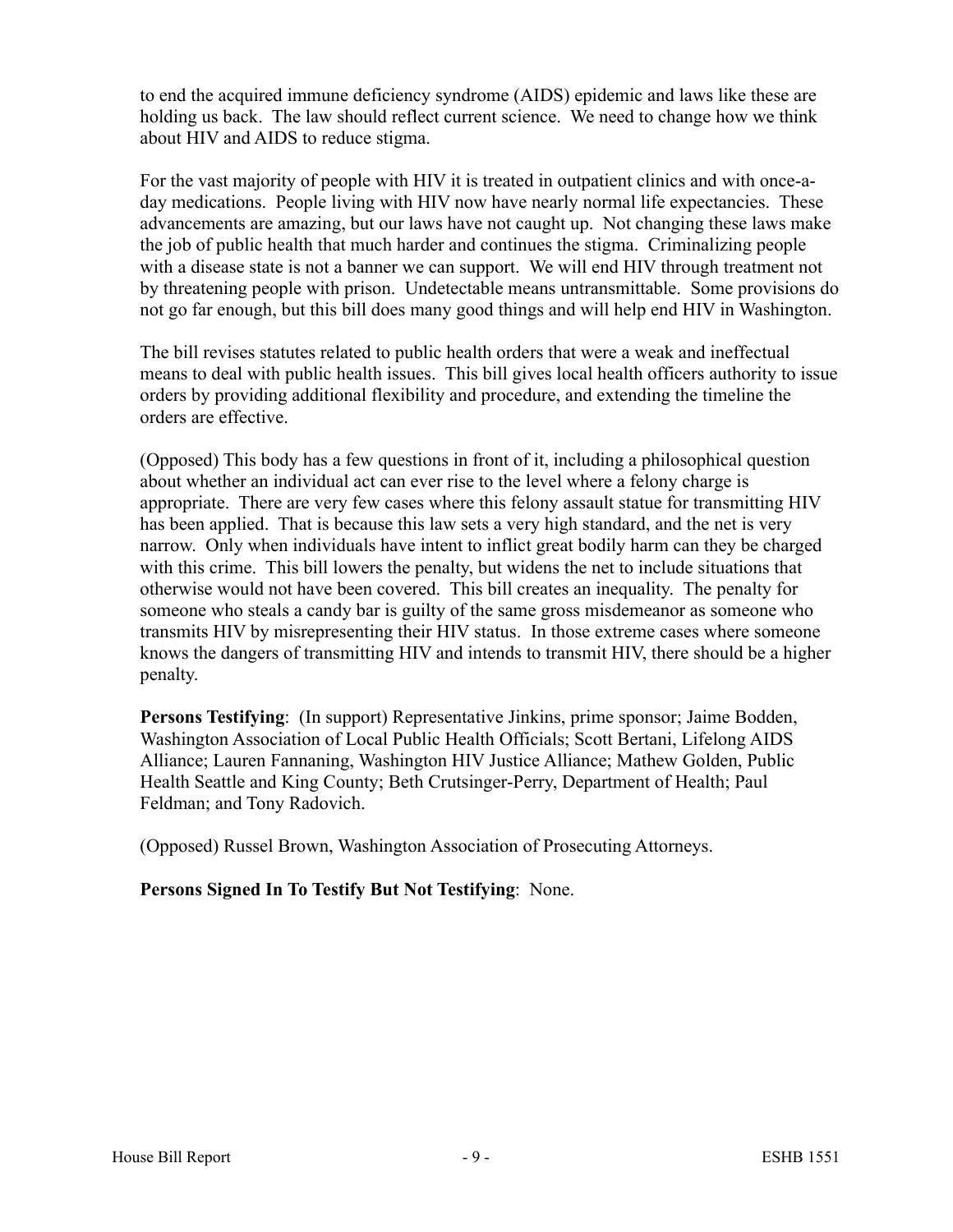to end the acquired immune deficiency syndrome (AIDS) epidemic and laws like these are holding us back. The law should reflect current science. We need to change how we think about HIV and AIDS to reduce stigma.

For the vast majority of people with HIV it is treated in outpatient clinics and with once-a-day medications. People living with HIV now have nearly normal life expectancies. These advancements are amazing, but our laws have not caught up. Not changing these laws make the job of public health that much harder and continues the stigma. Criminalizing people with a disease state is not a banner we can support. We will end HIV through treatment not by threatening people with prison. Undetectable means untransmittable. Some provisions do not go far enough, but this bill does many good things and will help end HIV in Washington.

The bill revises statutes related to public health orders that were a weak and ineffectual means to deal with public health issues. This bill gives local health officers authority to issue orders by providing additional flexibility and procedure, and extending the timeline the orders are effective.

(Opposed) This body has a few questions in front of it, including a philosophical question about whether an individual act can ever rise to the level where a felony charge is appropriate. There are very few cases where this felony assault statue for transmitting HIV has been applied. That is because this law sets a very high standard, and the net is very narrow. Only when individuals have intent to inflict great bodily harm can they be charged with this crime. This bill lowers the penalty, but widens the net to include situations that otherwise would not have been covered. This bill creates an inequality. The penalty for someone who steals a candy bar is guilty of the same gross misdemeanor as someone who transmits HIV by misrepresenting their HIV status. In those extreme cases where someone knows the dangers of transmitting HIV and intends to transmit HIV, there should be a higher penalty.

**Persons Testifying**: (In support) Representative Jinkins, prime sponsor; Jaime Bodden, Washington Association of Local Public Health Officials; Scott Bertani, Lifelong AIDS Alliance; Lauren Fannaning, Washington HIV Justice Alliance; Mathew Golden, Public Health Seattle and King County; Beth Crutsinger-Perry, Department of Health; Paul Feldman; and Tony Radovich.

(Opposed) Russel Brown, Washington Association of Prosecuting Attorneys.

**Persons Signed In To Testify But Not Testifying**: None.